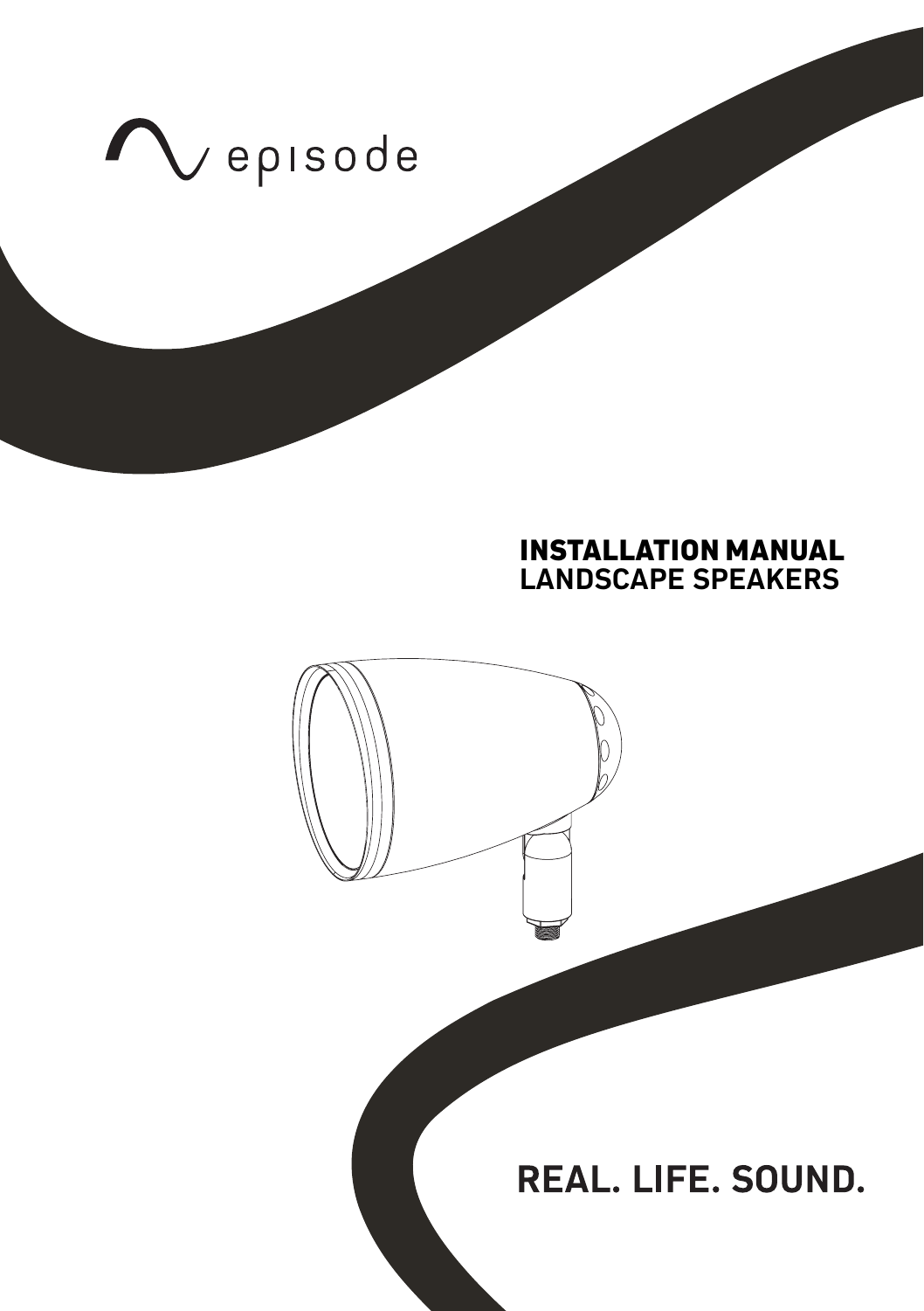episode

# INSTALLATION MANUAL
## LANDSCAPE SPEAKERS

**REAL. LIFE. SOUND.**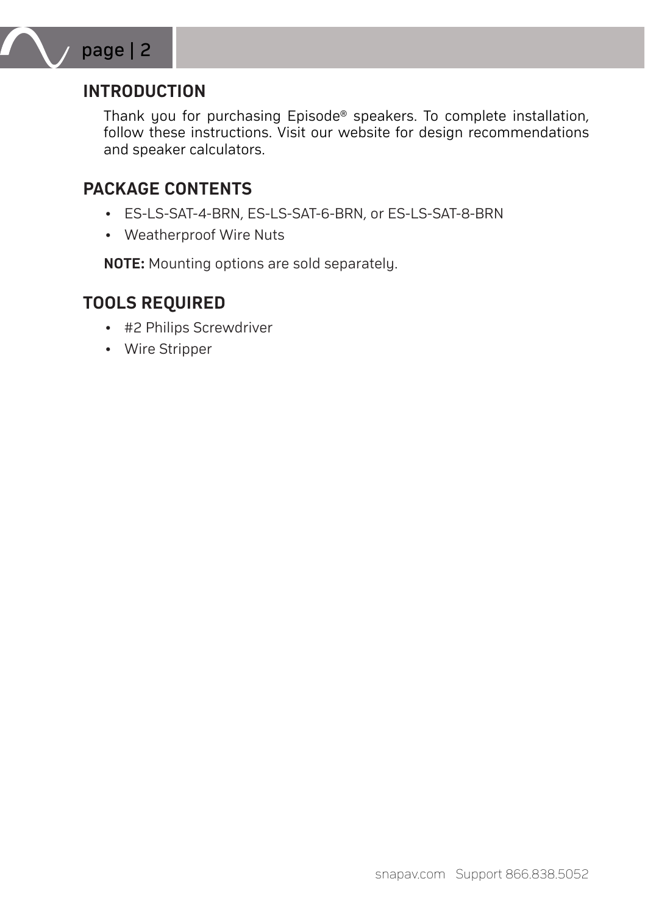## INTRODUCTION

Thank you for purchasing Episode® speakers. To complete installation, follow these instructions. Visit our website for design recommendations and speaker calculators.

## PACKAGE CONTENTS

- ES-LS-SAT-4-BRN, ES-LS-SAT-6-BRN, or ES-LS-SAT-8-BRN
- Weatherproof Wire Nuts

**NOTE:** Mounting options are sold separately.

## TOOLS REQUIRED

- #2 Philips Screwdriver
- Wire Stripper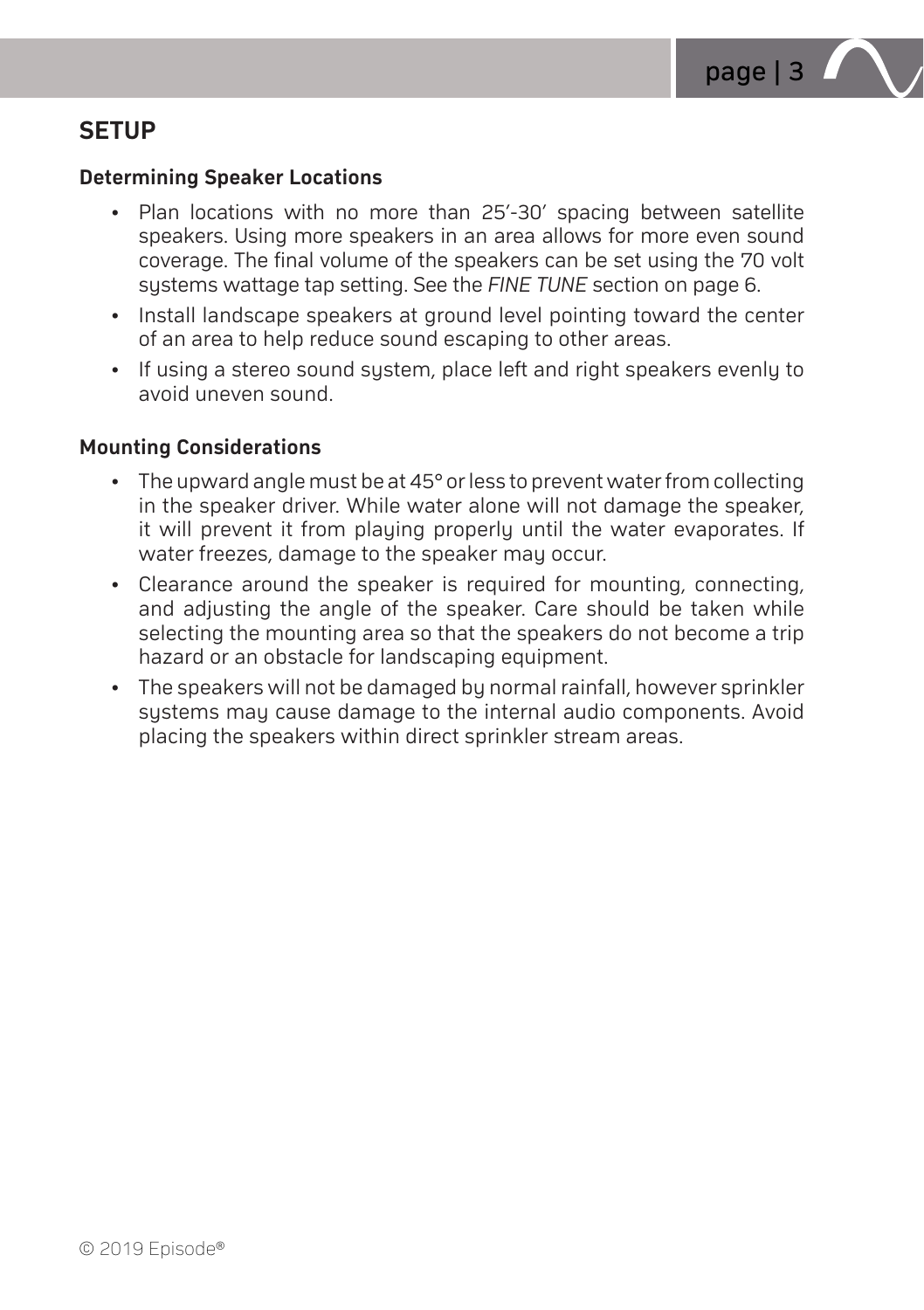## SETUP

### Determining Speaker Locations

- Plan locations with no more than 25′-30′ spacing between satellite speakers. Using more speakers in an area allows for more even sound coverage. The final volume of the speakers can be set using the 70 volt systems wattage tap setting. See the *FINE TUNE* section on page 6.
- Install landscape speakers at ground level pointing toward the center of an area to help reduce sound escaping to other areas.
- If using a stereo sound system, place left and right speakers evenly to avoid uneven sound.

### Mounting Considerations

- The upward angle must be at 45° or less to prevent water from collecting in the speaker driver. While water alone will not damage the speaker, it will prevent it from playing properly until the water evaporates. If water freezes, damage to the speaker may occur.
- Clearance around the speaker is required for mounting, connecting, and adjusting the angle of the speaker. Care should be taken while selecting the mounting area so that the speakers do not become a trip hazard or an obstacle for landscaping equipment.
- The speakers will not be damaged by normal rainfall, however sprinkler systems may cause damage to the internal audio components. Avoid placing the speakers within direct sprinkler stream areas.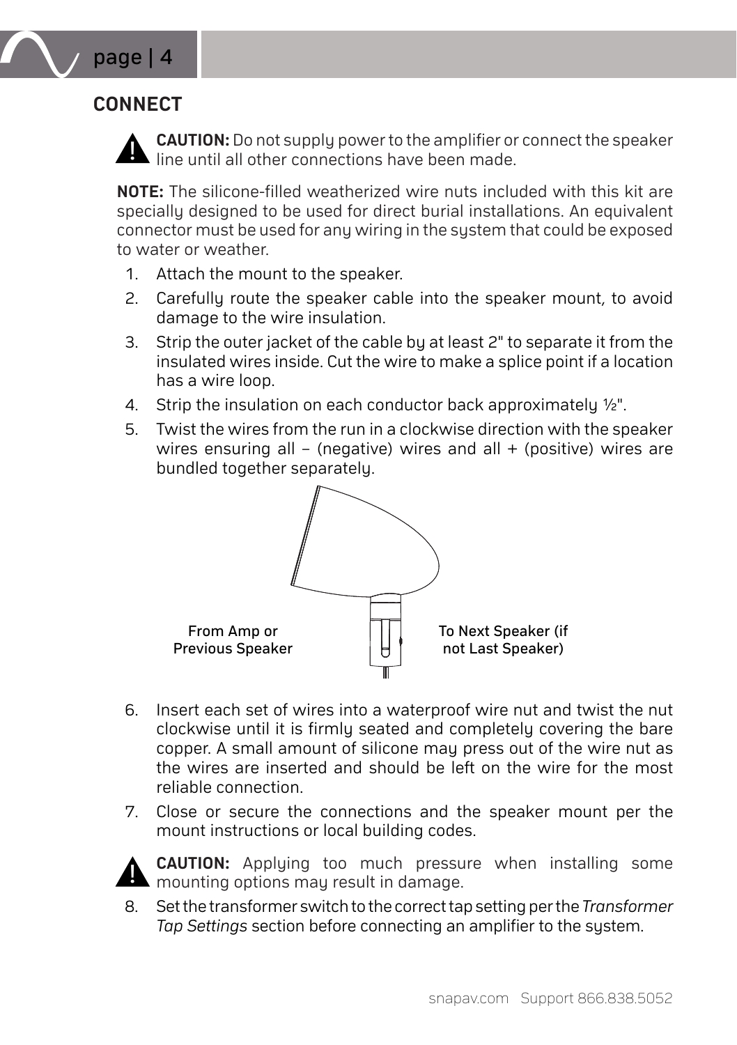## CONNECT

**CAUTION:** Do not supply power to the amplifier or connect the speaker line until all other connections have been made.

**NOTE:** The silicone-filled weatherized wire nuts included with this kit are specially designed to be used for direct burial installations. An equivalent connector must be used for any wiring in the system that could be exposed to water or weather.

1. Attach the mount to the speaker.
2. Carefully route the speaker cable into the speaker mount, to avoid damage to the wire insulation.
3. Strip the outer jacket of the cable by at least 2" to separate it from the insulated wires inside. Cut the wire to make a splice point if a location has a wire loop.
4. Strip the insulation on each conductor back approximately ½".
5. Twist the wires from the run in a clockwise direction with the speaker wires ensuring all – (negative) wires and all + (positive) wires are bundled together separately.

From Amp or Previous Speaker

To Next Speaker (if not Last Speaker)

6. Insert each set of wires into a waterproof wire nut and twist the nut clockwise until it is firmly seated and completely covering the bare copper. A small amount of silicone may press out of the wire nut as the wires are inserted and should be left on the wire for the most reliable connection.
7. Close or secure the connections and the speaker mount per the mount instructions or local building codes.

**CAUTION:** Applying too much pressure when installing some mounting options may result in damage.

8. Set the transformer switch to the correct tap setting per the *Transformer Tap Settings* section before connecting an amplifier to the system.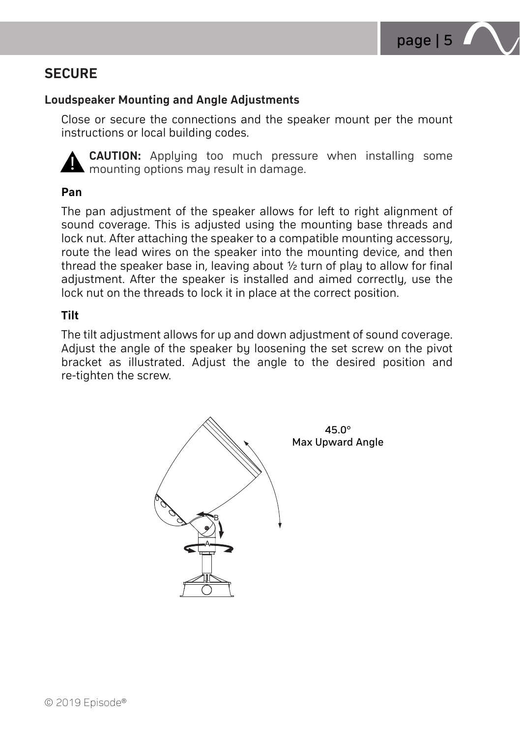## SECURE

### Loudspeaker Mounting and Angle Adjustments

Close or secure the connections and the speaker mount per the mount instructions or local building codes.

**CAUTION:** Applying too much pressure when installing some mounting options may result in damage.

#### Pan

The pan adjustment of the speaker allows for left to right alignment of sound coverage. This is adjusted using the mounting base threads and lock nut. After attaching the speaker to a compatible mounting accessory, route the lead wires on the speaker into the mounting device, and then thread the speaker base in, leaving about ½ turn of play to allow for final adjustment. After the speaker is installed and aimed correctly, use the lock nut on the threads to lock it in place at the correct position.

#### Tilt

The tilt adjustment allows for up and down adjustment of sound coverage. Adjust the angle of the speaker by loosening the set screw on the pivot bracket as illustrated. Adjust the angle to the desired position and re-tighten the screw.

45.0°
Max Upward Angle

© 2019 Episode®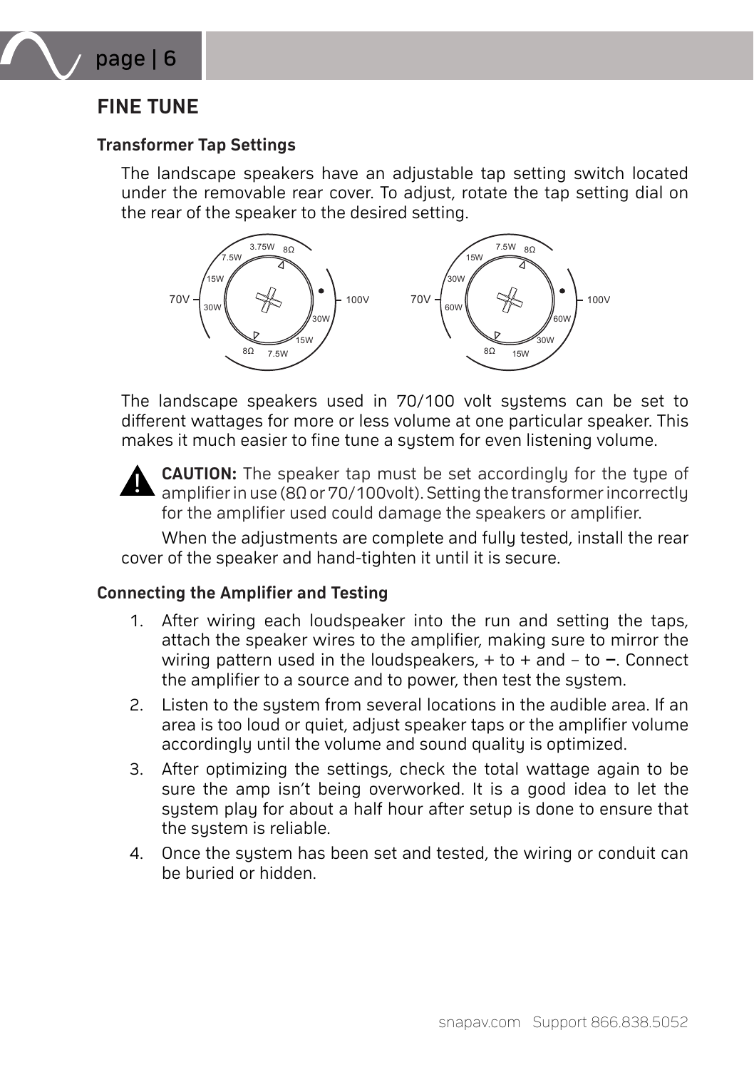## FINE TUNE

### Transformer Tap Settings

The landscape speakers have an adjustable tap setting switch located under the removable rear cover. To adjust, rotate the tap setting dial on the rear of the speaker to the desired setting.

The landscape speakers used in 70/100 volt systems can be set to different wattages for more or less volume at one particular speaker. This makes it much easier to fine tune a system for even listening volume.

**CAUTION:** The speaker tap must be set accordingly for the type of amplifier in use (8Ω or 70/100volt). Setting the transformer incorrectly for the amplifier used could damage the speakers or amplifier.

When the adjustments are complete and fully tested, install the rear cover of the speaker and hand-tighten it until it is secure.

### Connecting the Amplifier and Testing

1. After wiring each loudspeaker into the run and setting the taps, attach the speaker wires to the amplifier, making sure to mirror the wiring pattern used in the loudspeakers, + to + and – to **–**. Connect the amplifier to a source and to power, then test the system.
2. Listen to the system from several locations in the audible area. If an area is too loud or quiet, adjust speaker taps or the amplifier volume accordingly until the volume and sound quality is optimized.
3. After optimizing the settings, check the total wattage again to be sure the amp isn't being overworked. It is a good idea to let the system play for about a half hour after setup is done to ensure that the system is reliable.
4. Once the system has been set and tested, the wiring or conduit can be buried or hidden.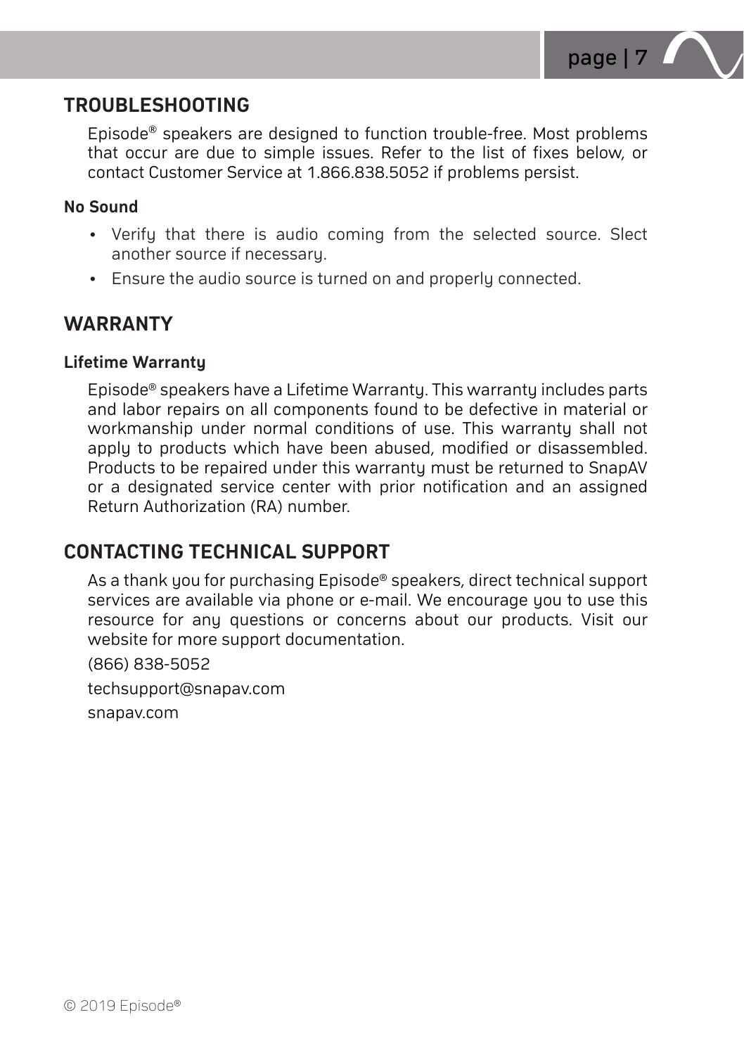## TROUBLESHOOTING

Episode® speakers are designed to function trouble-free. Most problems that occur are due to simple issues. Refer to the list of fixes below, or contact Customer Service at 1.866.838.5052 if problems persist.

### No Sound

- Verify that there is audio coming from the selected source. Slect another source if necessary.
- Ensure the audio source is turned on and properly connected.

## WARRANTY

### Lifetime Warranty

Episode® speakers have a Lifetime Warranty. This warranty includes parts and labor repairs on all components found to be defective in material or workmanship under normal conditions of use. This warranty shall not apply to products which have been abused, modified or disassembled. Products to be repaired under this warranty must be returned to SnapAV or a designated service center with prior notification and an assigned Return Authorization (RA) number.

## CONTACTING TECHNICAL SUPPORT

As a thank you for purchasing Episode® speakers, direct technical support services are available via phone or e-mail. We encourage you to use this resource for any questions or concerns about our products. Visit our website for more support documentation.

(866) 838-5052

techsupport@snapav.com

snapav.com

© 2019 Episode®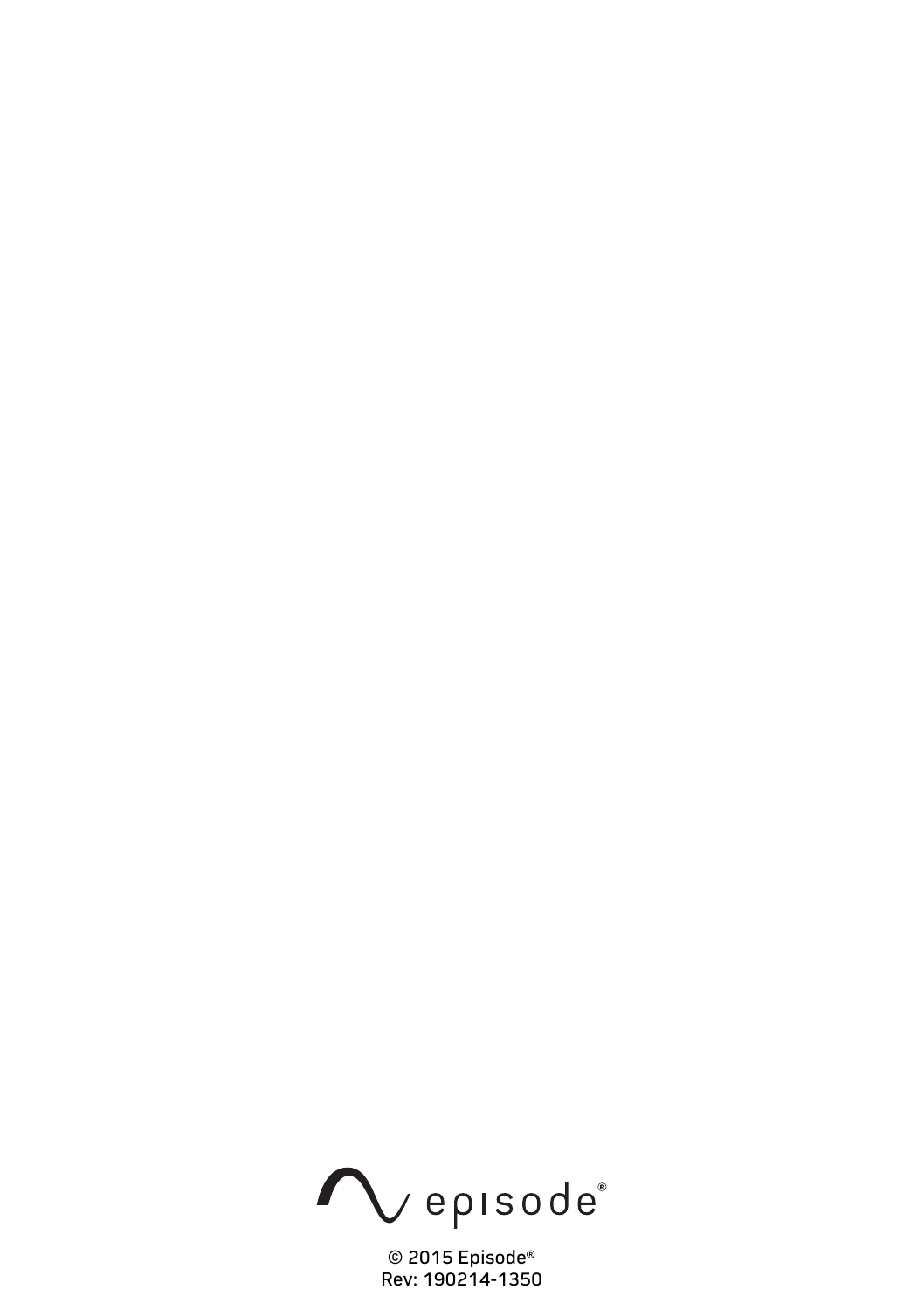episode®

© 2015 Episode®
Rev: 190214-1350